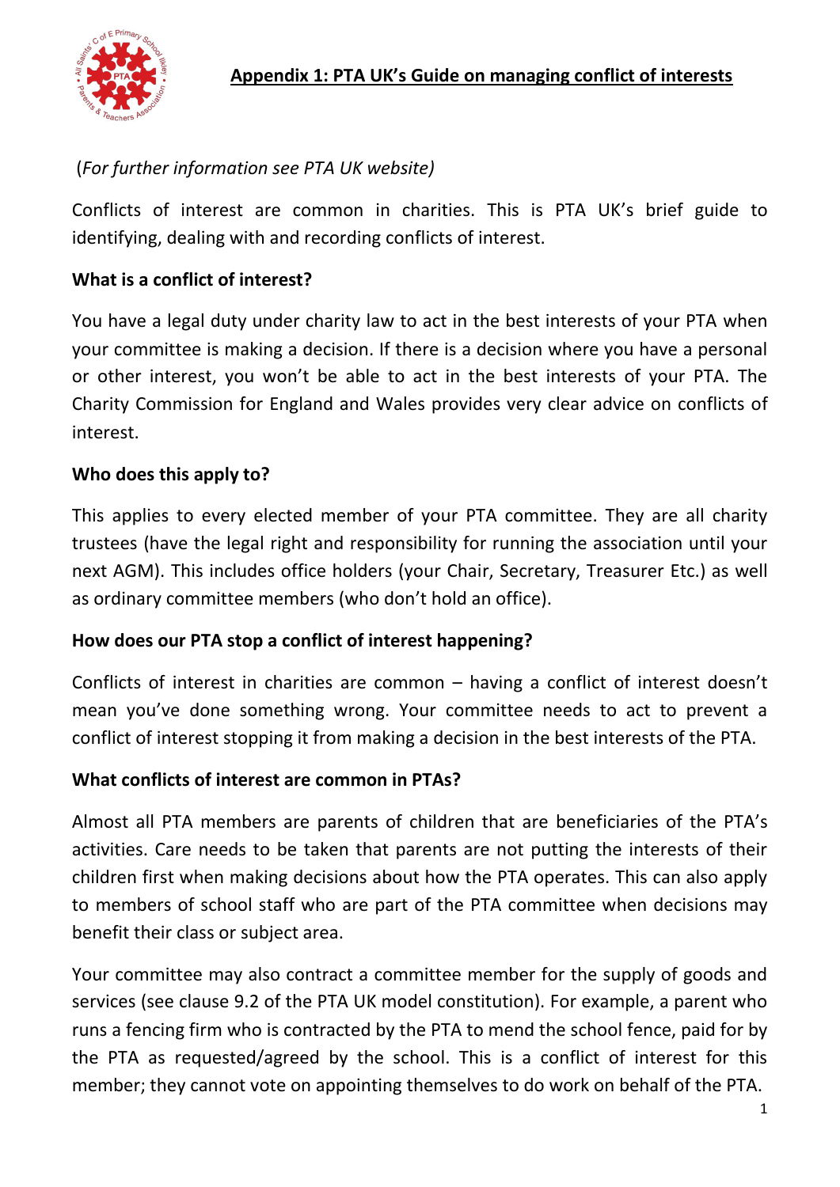# Appendix 1: PTA UK's Guide on managing conflict of interests

*(For further information see PTA UK website)*

Conflicts of interest are common in charities. This is PTA UK's brief guide to identifying, dealing with and recording conflicts of interest.

**What is a conflict of interest?**

You have a legal duty under charity law to act in the best interests of your PTA when your committee is making a decision. If there is a decision where you have a personal or other interest, you won't be able to act in the best interests of your PTA. The Charity Commission for England and Wales provides very clear advice on conflicts of interest.

**Who does this apply to?**

This applies to every elected member of your PTA committee. They are all charity trustees (have the legal right and responsibility for running the association until your next AGM). This includes office holders (your Chair, Secretary, Treasurer Etc.) as well as ordinary committee members (who don't hold an office).

**How does our PTA stop a conflict of interest happening?**

Conflicts of interest in charities are common – having a conflict of interest doesn't mean you've done something wrong. Your committee needs to act to prevent a conflict of interest stopping it from making a decision in the best interests of the PTA.

**What conflicts of interest are common in PTAs?**

Almost all PTA members are parents of children that are beneficiaries of the PTA's activities. Care needs to be taken that parents are not putting the interests of their children first when making decisions about how the PTA operates. This can also apply to members of school staff who are part of the PTA committee when decisions may benefit their class or subject area.

Your committee may also contract a committee member for the supply of goods and services (see clause 9.2 of the PTA UK model constitution). For example, a parent who runs a fencing firm who is contracted by the PTA to mend the school fence, paid for by the PTA as requested/agreed by the school. This is a conflict of interest for this member; they cannot vote on appointing themselves to do work on behalf of the PTA.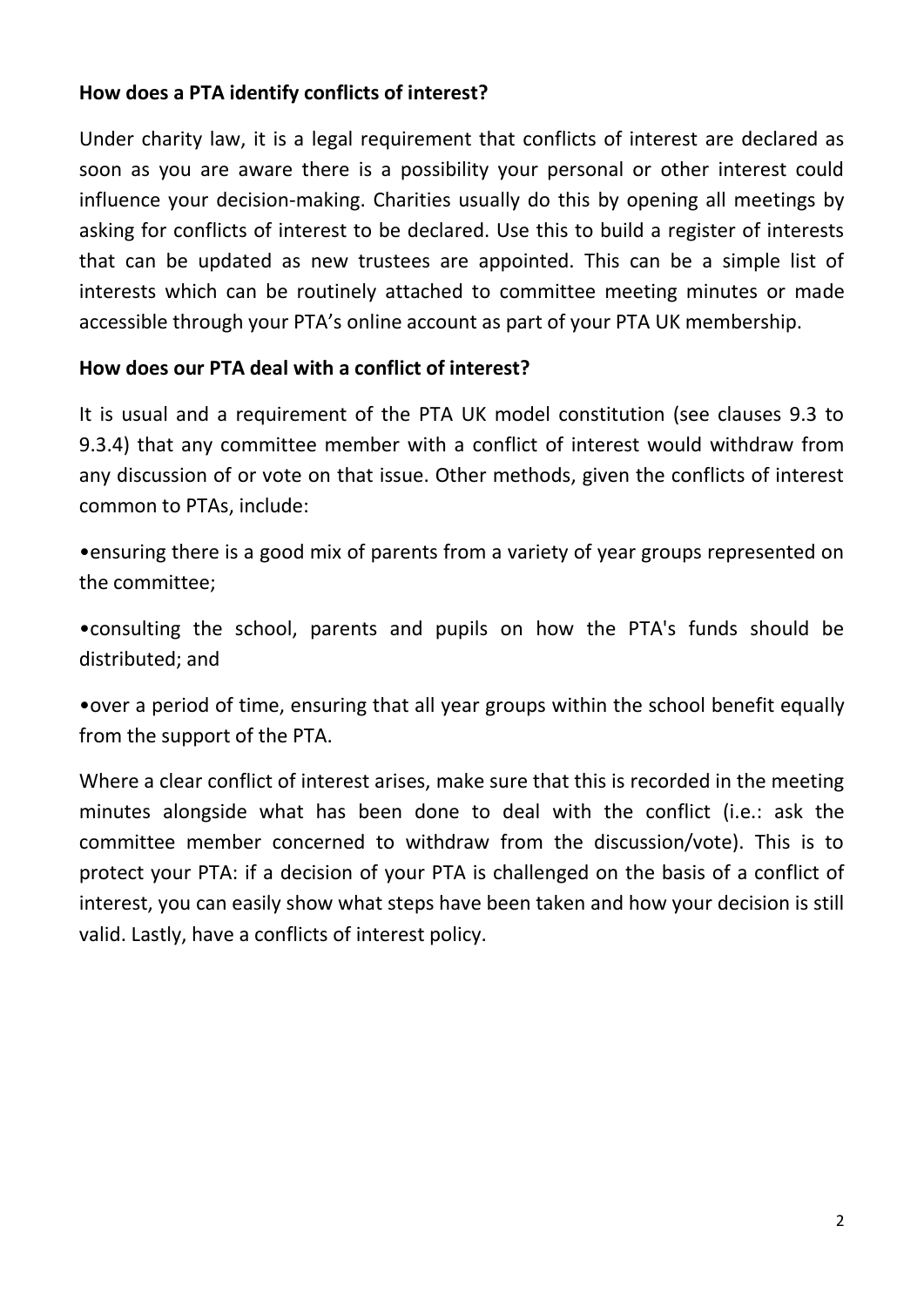**How does a PTA identify conflicts of interest?**

Under charity law, it is a legal requirement that conflicts of interest are declared as soon as you are aware there is a possibility your personal or other interest could influence your decision-making. Charities usually do this by opening all meetings by asking for conflicts of interest to be declared. Use this to build a register of interests that can be updated as new trustees are appointed. This can be a simple list of interests which can be routinely attached to committee meeting minutes or made accessible through your PTA's online account as part of your PTA UK membership.

**How does our PTA deal with a conflict of interest?**

It is usual and a requirement of the PTA UK model constitution (see clauses 9.3 to 9.3.4) that any committee member with a conflict of interest would withdraw from any discussion of or vote on that issue. Other methods, given the conflicts of interest common to PTAs, include:

- ensuring there is a good mix of parents from a variety of year groups represented on the committee;
- consulting the school, parents and pupils on how the PTA's funds should be distributed; and
- over a period of time, ensuring that all year groups within the school benefit equally from the support of the PTA.

Where a clear conflict of interest arises, make sure that this is recorded in the meeting minutes alongside what has been done to deal with the conflict (i.e.: ask the committee member concerned to withdraw from the discussion/vote). This is to protect your PTA: if a decision of your PTA is challenged on the basis of a conflict of interest, you can easily show what steps have been taken and how your decision is still valid. Lastly, have a conflicts of interest policy.